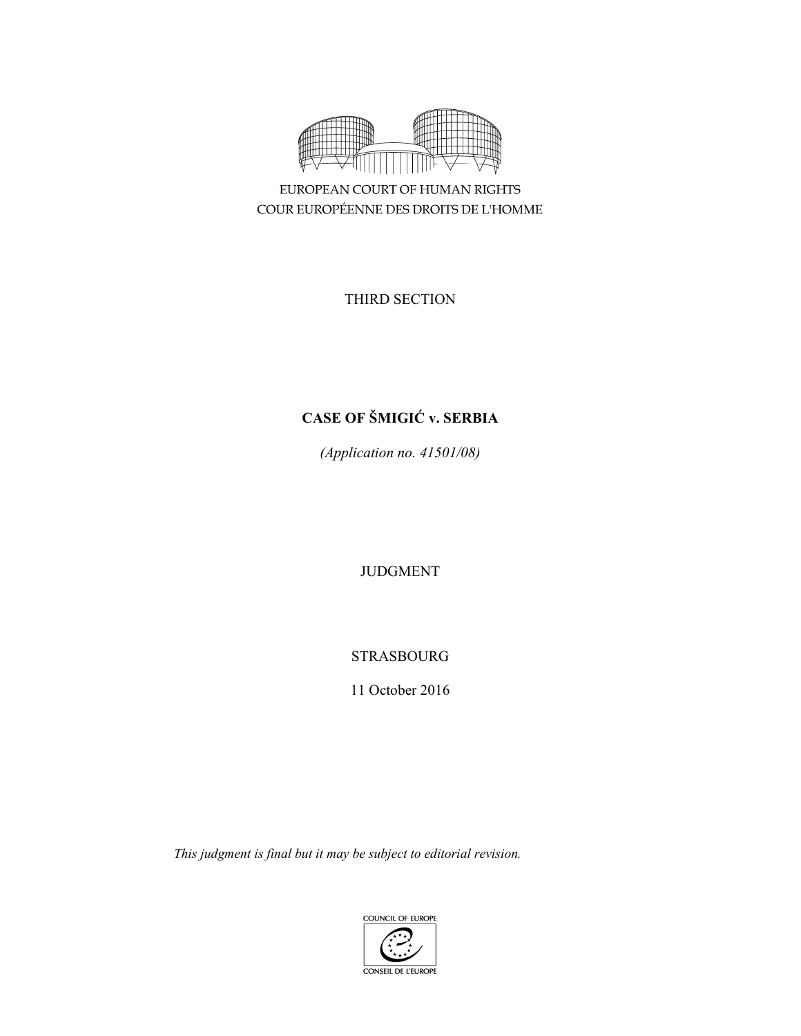EUROPEAN COURT OF HUMAN RIGHTS

COUR EUROPÉENNE DES DROITS DE L'HOMME

THIRD SECTION

**CASE OF ŠMIGIĆ v. SERBIA**

*(Application no. 41501/08)*

JUDGMENT

STRASBOURG

11 October 2016

*This judgment is final but it may be subject to editorial revision.*

COUNCIL OF EUROPE

CONSEIL DE L'EUROPE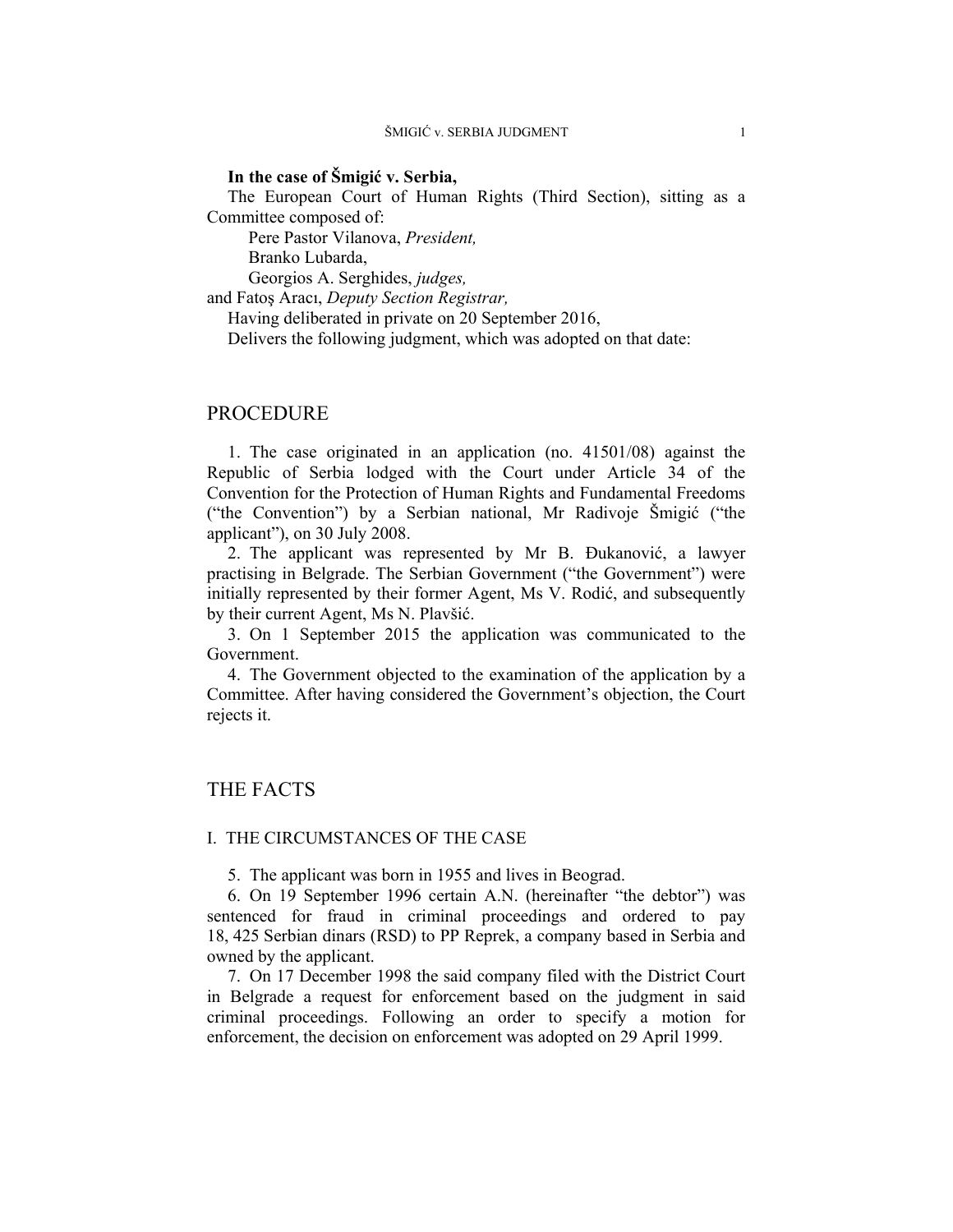**In the case of Šmigić v. Serbia,**

The European Court of Human Rights (Third Section), sitting as a Committee composed of:

Pere Pastor Vilanova, *President,*
Branko Lubarda,
Georgios A. Serghides, *judges,*
and Fatoş Aracı, *Deputy Section Registrar,*

Having deliberated in private on 20 September 2016,

Delivers the following judgment, which was adopted on that date:

# PROCEDURE

1. The case originated in an application (no. 41501/08) against the Republic of Serbia lodged with the Court under Article 34 of the Convention for the Protection of Human Rights and Fundamental Freedoms ("the Convention") by a Serbian national, Mr Radivoje Šmigić ("the applicant"), on 30 July 2008.

2. The applicant was represented by Mr B. Đukanović, a lawyer practising in Belgrade. The Serbian Government ("the Government") were initially represented by their former Agent, Ms V. Rodić, and subsequently by their current Agent, Ms N. Plavšić.

3. On 1 September 2015 the application was communicated to the Government.

4. The Government objected to the examination of the application by a Committee. After having considered the Government's objection, the Court rejects it.

# THE FACTS

## I. THE CIRCUMSTANCES OF THE CASE

5. The applicant was born in 1955 and lives in Beograd.

6. On 19 September 1996 certain A.N. (hereinafter "the debtor") was sentenced for fraud in criminal proceedings and ordered to pay 18, 425 Serbian dinars (RSD) to PP Reprek, a company based in Serbia and owned by the applicant.

7. On 17 December 1998 the said company filed with the District Court in Belgrade a request for enforcement based on the judgment in said criminal proceedings. Following an order to specify a motion for enforcement, the decision on enforcement was adopted on 29 April 1999.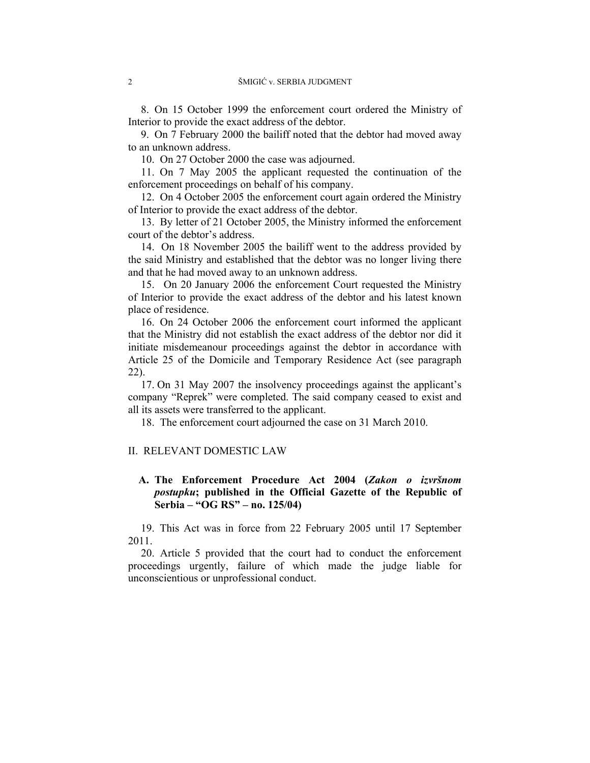8. On 15 October 1999 the enforcement court ordered the Ministry of Interior to provide the exact address of the debtor.

9. On 7 February 2000 the bailiff noted that the debtor had moved away to an unknown address.

10. On 27 October 2000 the case was adjourned.

11. On 7 May 2005 the applicant requested the continuation of the enforcement proceedings on behalf of his company.

12. On 4 October 2005 the enforcement court again ordered the Ministry of Interior to provide the exact address of the debtor.

13. By letter of 21 October 2005, the Ministry informed the enforcement court of the debtor's address.

14. On 18 November 2005 the bailiff went to the address provided by the said Ministry and established that the debtor was no longer living there and that he had moved away to an unknown address.

15. On 20 January 2006 the enforcement Court requested the Ministry of Interior to provide the exact address of the debtor and his latest known place of residence.

16. On 24 October 2006 the enforcement court informed the applicant that the Ministry did not establish the exact address of the debtor nor did it initiate misdemeanour proceedings against the debtor in accordance with Article 25 of the Domicile and Temporary Residence Act (see paragraph 22).

17. On 31 May 2007 the insolvency proceedings against the applicant's company "Reprek" were completed. The said company ceased to exist and all its assets were transferred to the applicant.

18. The enforcement court adjourned the case on 31 March 2010.

## II. RELEVANT DOMESTIC LAW

### A. The Enforcement Procedure Act 2004 (*Zakon o izvršnom postupku*; published in the Official Gazette of the Republic of Serbia – "OG RS" – no. 125/04)

19. This Act was in force from 22 February 2005 until 17 September 2011.

20. Article 5 provided that the court had to conduct the enforcement proceedings urgently, failure of which made the judge liable for unconscientious or unprofessional conduct.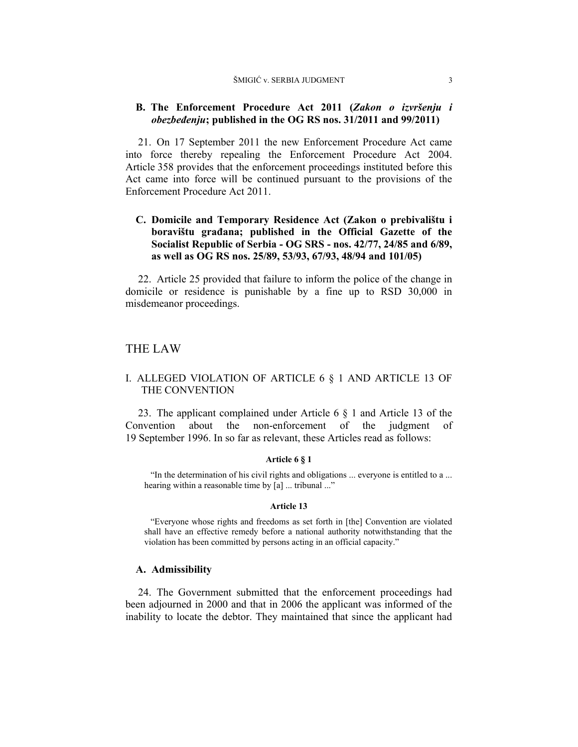### B. The Enforcement Procedure Act 2011 (*Zakon o izvršenju i obezbeđenju*; published in the OG RS nos. 31/2011 and 99/2011)

21. On 17 September 2011 the new Enforcement Procedure Act came into force thereby repealing the Enforcement Procedure Act 2004. Article 358 provides that the enforcement proceedings instituted before this Act came into force will be continued pursuant to the provisions of the Enforcement Procedure Act 2011.

### C. Domicile and Temporary Residence Act (Zakon o prebivalištu i boravištu građana; published in the Official Gazette of the Socialist Republic of Serbia - OG SRS - nos. 42/77, 24/85 and 6/89, as well as OG RS nos. 25/89, 53/93, 67/93, 48/94 and 101/05)

22. Article 25 provided that failure to inform the police of the change in domicile or residence is punishable by a fine up to RSD 30,000 in misdemeanor proceedings.

# THE LAW

## I. ALLEGED VIOLATION OF ARTICLE 6 § 1 AND ARTICLE 13 OF THE CONVENTION

23. The applicant complained under Article 6 § 1 and Article 13 of the Convention about the non-enforcement of the judgment of 19 September 1996. In so far as relevant, these Articles read as follows:

**Article 6 § 1**

> "In the determination of his civil rights and obligations ... everyone is entitled to a ... hearing within a reasonable time by [a] ... tribunal ..."

**Article 13**

> "Everyone whose rights and freedoms as set forth in [the] Convention are violated shall have an effective remedy before a national authority notwithstanding that the violation has been committed by persons acting in an official capacity."

### A. Admissibility

24. The Government submitted that the enforcement proceedings had been adjourned in 2000 and that in 2006 the applicant was informed of the inability to locate the debtor. They maintained that since the applicant had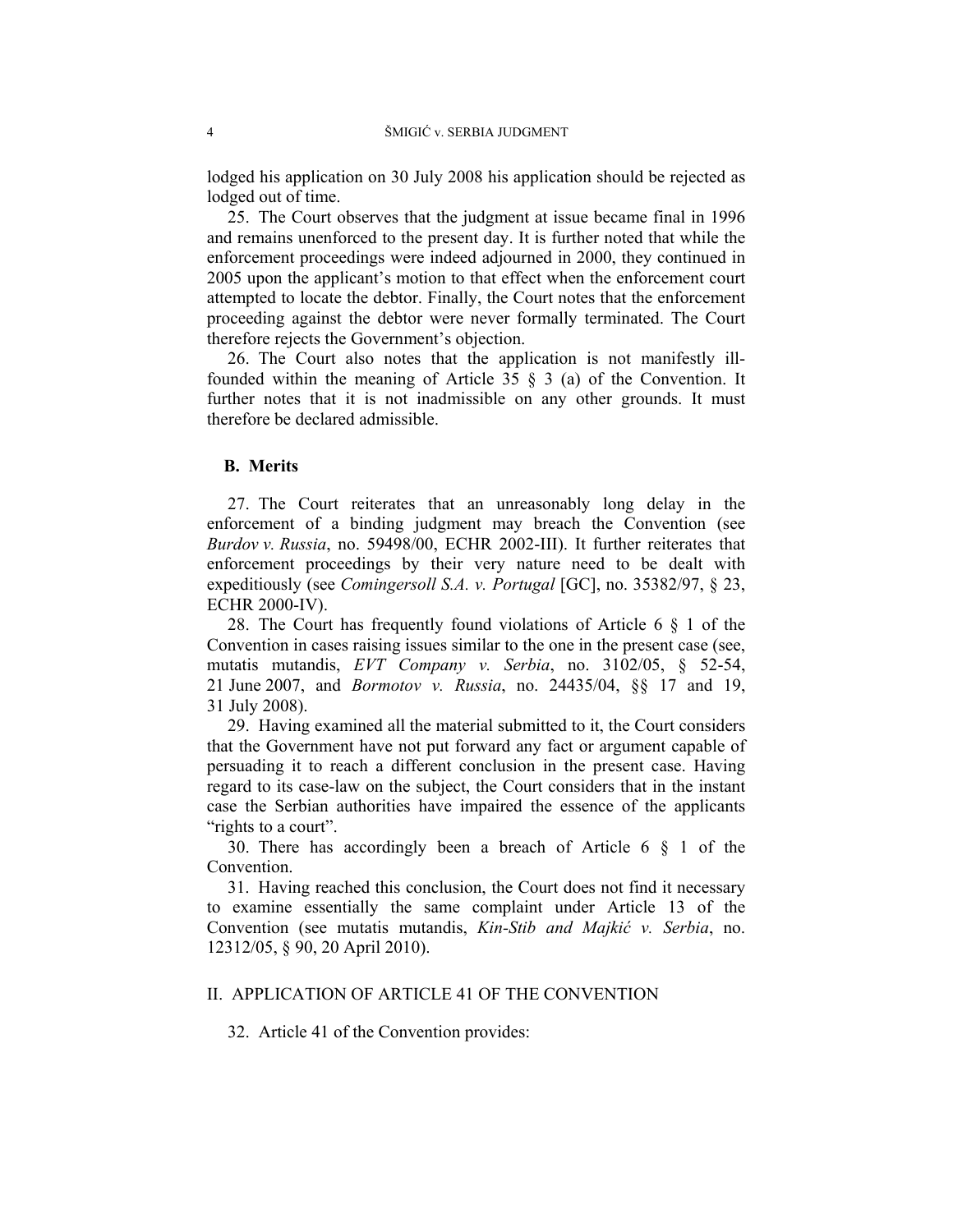lodged his application on 30 July 2008 his application should be rejected as lodged out of time.

25. The Court observes that the judgment at issue became final in 1996 and remains unenforced to the present day. It is further noted that while the enforcement proceedings were indeed adjourned in 2000, they continued in 2005 upon the applicant's motion to that effect when the enforcement court attempted to locate the debtor. Finally, the Court notes that the enforcement proceeding against the debtor were never formally terminated. The Court therefore rejects the Government's objection.

26. The Court also notes that the application is not manifestly ill-founded within the meaning of Article 35 § 3 (a) of the Convention. It further notes that it is not inadmissible on any other grounds. It must therefore be declared admissible.

### B. Merits

27. The Court reiterates that an unreasonably long delay in the enforcement of a binding judgment may breach the Convention (see *Burdov v. Russia*, no. 59498/00, ECHR 2002-III). It further reiterates that enforcement proceedings by their very nature need to be dealt with expeditiously (see *Comingersoll S.A. v. Portugal* [GC], no. 35382/97, § 23, ECHR 2000-IV).

28. The Court has frequently found violations of Article 6 § 1 of the Convention in cases raising issues similar to the one in the present case (see, mutatis mutandis, *EVT Company v. Serbia*, no. 3102/05, § 52-54, 21 June 2007, and *Bormotov v. Russia*, no. 24435/04, §§ 17 and 19, 31 July 2008).

29. Having examined all the material submitted to it, the Court considers that the Government have not put forward any fact or argument capable of persuading it to reach a different conclusion in the present case. Having regard to its case-law on the subject, the Court considers that in the instant case the Serbian authorities have impaired the essence of the applicants "rights to a court".

30. There has accordingly been a breach of Article 6 § 1 of the Convention.

31. Having reached this conclusion, the Court does not find it necessary to examine essentially the same complaint under Article 13 of the Convention (see mutatis mutandis, *Kin-Stib and Majkić v. Serbia*, no. 12312/05, § 90, 20 April 2010).

## II. APPLICATION OF ARTICLE 41 OF THE CONVENTION

32. Article 41 of the Convention provides: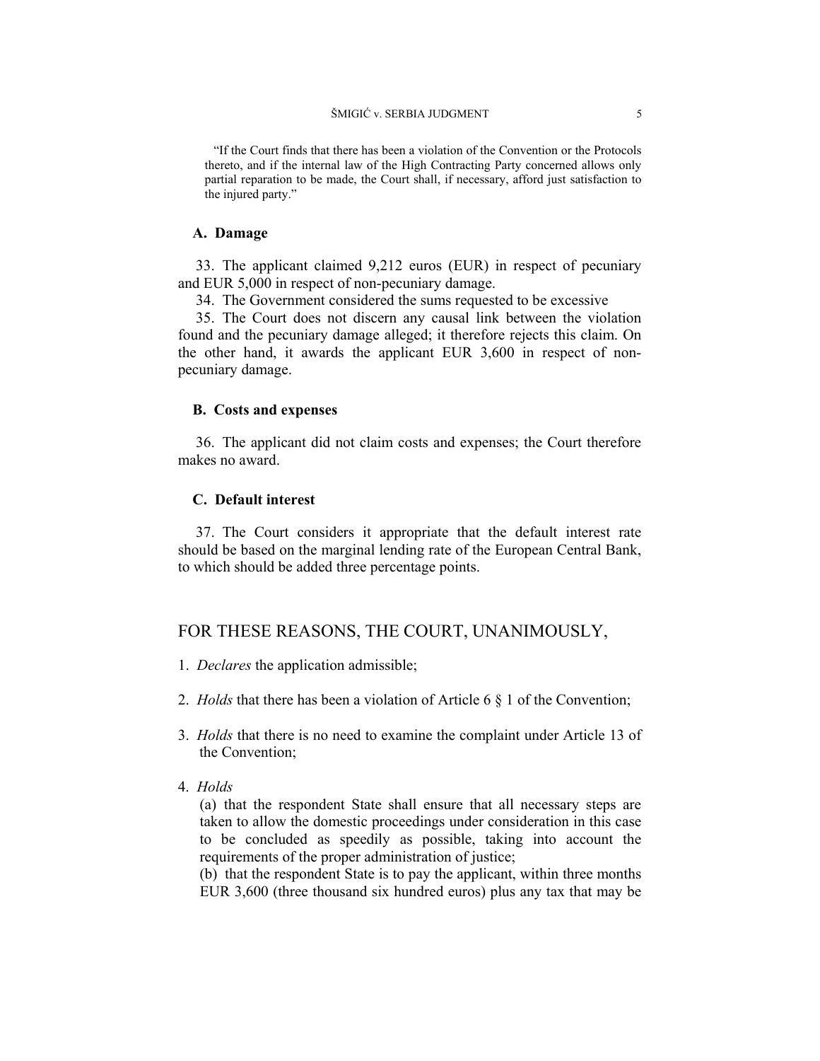"If the Court finds that there has been a violation of the Convention or the Protocols thereto, and if the internal law of the High Contracting Party concerned allows only partial reparation to be made, the Court shall, if necessary, afford just satisfaction to the injured party."

### A. Damage

33. The applicant claimed 9,212 euros (EUR) in respect of pecuniary and EUR 5,000 in respect of non-pecuniary damage.

34. The Government considered the sums requested to be excessive

35. The Court does not discern any causal link between the violation found and the pecuniary damage alleged; it therefore rejects this claim. On the other hand, it awards the applicant EUR 3,600 in respect of non-pecuniary damage.

### B. Costs and expenses

36. The applicant did not claim costs and expenses; the Court therefore makes no award.

### C. Default interest

37. The Court considers it appropriate that the default interest rate should be based on the marginal lending rate of the European Central Bank, to which should be added three percentage points.

## FOR THESE REASONS, THE COURT, UNANIMOUSLY,

1. *Declares* the application admissible;

2. *Holds* that there has been a violation of Article 6 § 1 of the Convention;

3. *Holds* that there is no need to examine the complaint under Article 13 of the Convention;

4. *Holds*

   (a) that the respondent State shall ensure that all necessary steps are taken to allow the domestic proceedings under consideration in this case to be concluded as speedily as possible, taking into account the requirements of the proper administration of justice;

   (b) that the respondent State is to pay the applicant, within three months EUR 3,600 (three thousand six hundred euros) plus any tax that may be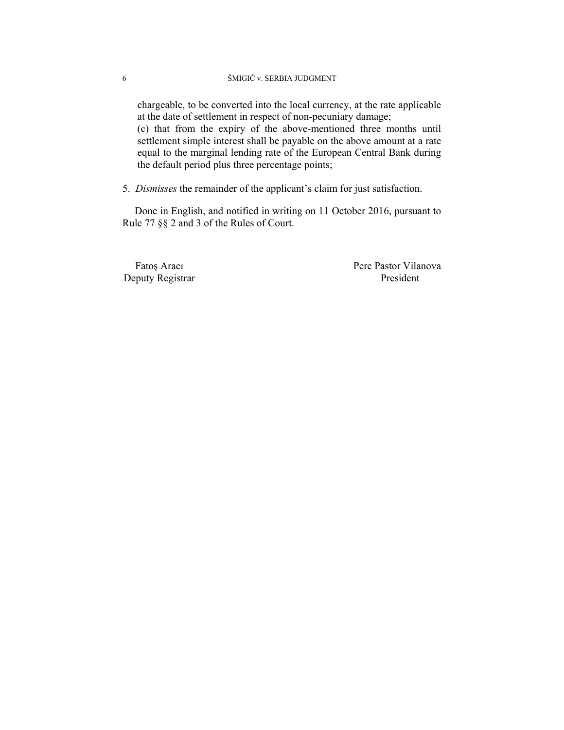chargeable, to be converted into the local currency, at the rate applicable at the date of settlement in respect of non-pecuniary damage;

(c) that from the expiry of the above-mentioned three months until settlement simple interest shall be payable on the above amount at a rate equal to the marginal lending rate of the European Central Bank during the default period plus three percentage points;

5. *Dismisses* the remainder of the applicant's claim for just satisfaction.

Done in English, and notified in writing on 11 October 2016, pursuant to Rule 77 §§ 2 and 3 of the Rules of Court.

Fatoş Aracı
Deputy Registrar

Pere Pastor Vilanova
President